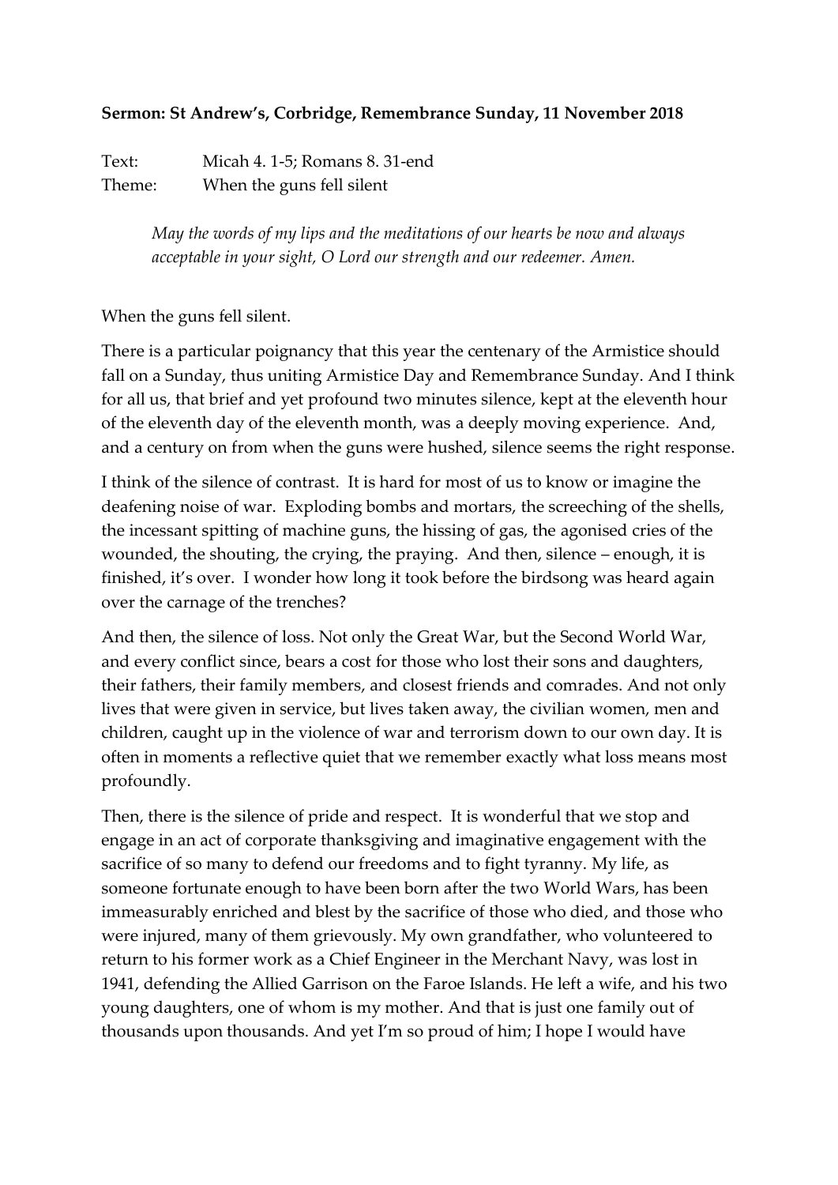**Sermon: St Andrew's, Corbridge, Remembrance Sunday, 11 November 2018**

Text: Micah 4. 1-5; Romans 8. 31-end
Theme: When the guns fell silent

> *May the words of my lips and the meditations of our hearts be now and always acceptable in your sight, O Lord our strength and our redeemer. Amen.*

When the guns fell silent.

There is a particular poignancy that this year the centenary of the Armistice should fall on a Sunday, thus uniting Armistice Day and Remembrance Sunday. And I think for all us, that brief and yet profound two minutes silence, kept at the eleventh hour of the eleventh day of the eleventh month, was a deeply moving experience. And, and a century on from when the guns were hushed, silence seems the right response.

I think of the silence of contrast. It is hard for most of us to know or imagine the deafening noise of war. Exploding bombs and mortars, the screeching of the shells, the incessant spitting of machine guns, the hissing of gas, the agonised cries of the wounded, the shouting, the crying, the praying. And then, silence – enough, it is finished, it's over. I wonder how long it took before the birdsong was heard again over the carnage of the trenches?

And then, the silence of loss. Not only the Great War, but the Second World War, and every conflict since, bears a cost for those who lost their sons and daughters, their fathers, their family members, and closest friends and comrades. And not only lives that were given in service, but lives taken away, the civilian women, men and children, caught up in the violence of war and terrorism down to our own day. It is often in moments a reflective quiet that we remember exactly what loss means most profoundly.

Then, there is the silence of pride and respect. It is wonderful that we stop and engage in an act of corporate thanksgiving and imaginative engagement with the sacrifice of so many to defend our freedoms and to fight tyranny. My life, as someone fortunate enough to have been born after the two World Wars, has been immeasurably enriched and blest by the sacrifice of those who died, and those who were injured, many of them grievously. My own grandfather, who volunteered to return to his former work as a Chief Engineer in the Merchant Navy, was lost in 1941, defending the Allied Garrison on the Faroe Islands. He left a wife, and his two young daughters, one of whom is my mother. And that is just one family out of thousands upon thousands. And yet I'm so proud of him; I hope I would have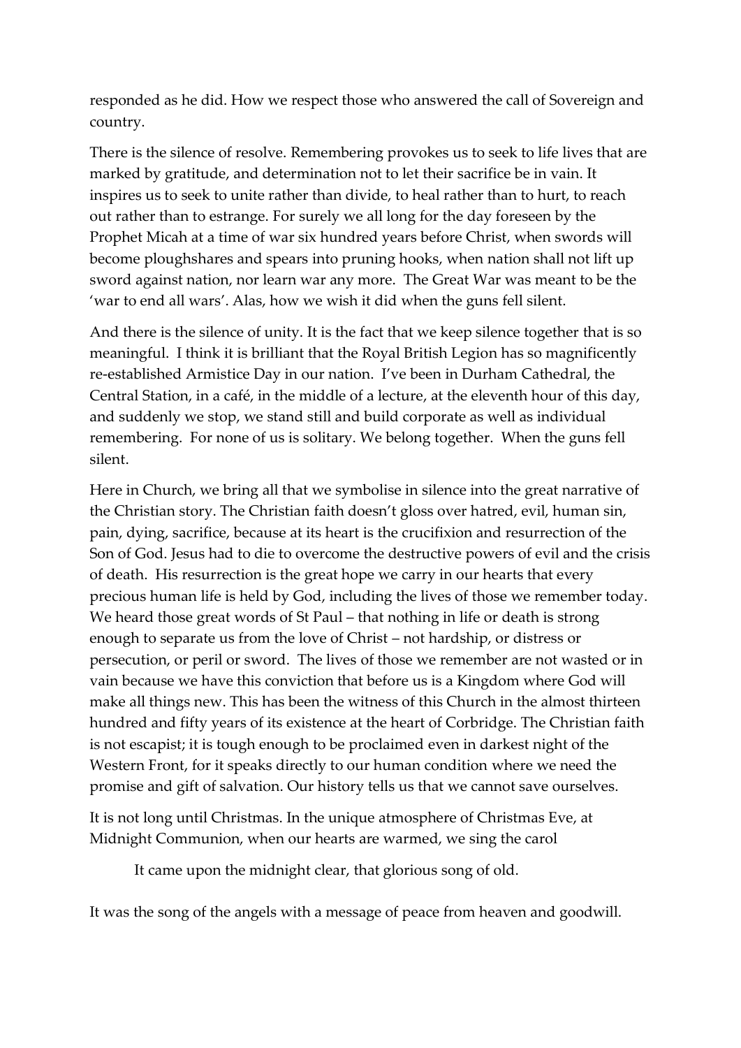responded as he did. How we respect those who answered the call of Sovereign and country.

There is the silence of resolve. Remembering provokes us to seek to life lives that are marked by gratitude, and determination not to let their sacrifice be in vain. It inspires us to seek to unite rather than divide, to heal rather than to hurt, to reach out rather than to estrange. For surely we all long for the day foreseen by the Prophet Micah at a time of war six hundred years before Christ, when swords will become ploughshares and spears into pruning hooks, when nation shall not lift up sword against nation, nor learn war any more. The Great War was meant to be the 'war to end all wars'. Alas, how we wish it did when the guns fell silent.

And there is the silence of unity. It is the fact that we keep silence together that is so meaningful. I think it is brilliant that the Royal British Legion has so magnificently re-established Armistice Day in our nation. I've been in Durham Cathedral, the Central Station, in a café, in the middle of a lecture, at the eleventh hour of this day, and suddenly we stop, we stand still and build corporate as well as individual remembering. For none of us is solitary. We belong together. When the guns fell silent.

Here in Church, we bring all that we symbolise in silence into the great narrative of the Christian story. The Christian faith doesn't gloss over hatred, evil, human sin, pain, dying, sacrifice, because at its heart is the crucifixion and resurrection of the Son of God. Jesus had to die to overcome the destructive powers of evil and the crisis of death. His resurrection is the great hope we carry in our hearts that every precious human life is held by God, including the lives of those we remember today. We heard those great words of St Paul – that nothing in life or death is strong enough to separate us from the love of Christ – not hardship, or distress or persecution, or peril or sword. The lives of those we remember are not wasted or in vain because we have this conviction that before us is a Kingdom where God will make all things new. This has been the witness of this Church in the almost thirteen hundred and fifty years of its existence at the heart of Corbridge. The Christian faith is not escapist; it is tough enough to be proclaimed even in darkest night of the Western Front, for it speaks directly to our human condition where we need the promise and gift of salvation. Our history tells us that we cannot save ourselves.

It is not long until Christmas. In the unique atmosphere of Christmas Eve, at Midnight Communion, when our hearts are warmed, we sing the carol

> It came upon the midnight clear, that glorious song of old.

It was the song of the angels with a message of peace from heaven and goodwill.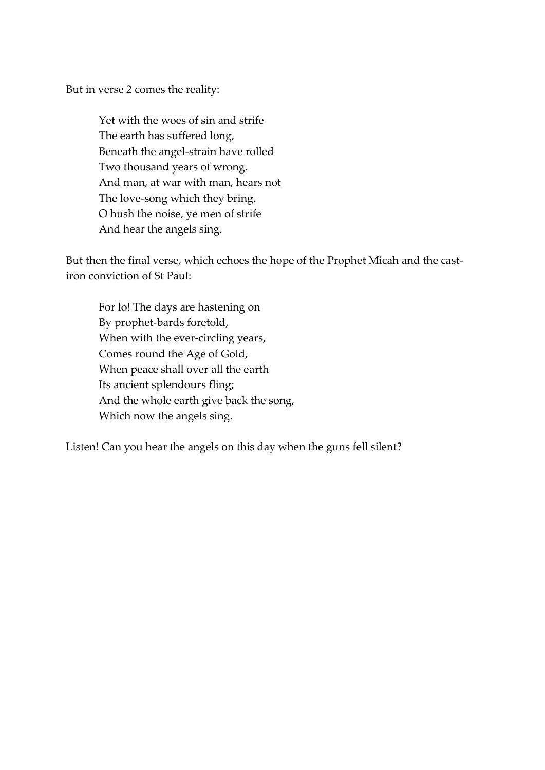But in verse 2 comes the reality:

> Yet with the woes of sin and strife  
> The earth has suffered long,  
> Beneath the angel-strain have rolled  
> Two thousand years of wrong.  
> And man, at war with man, hears not  
> The love-song which they bring.  
> O hush the noise, ye men of strife  
> And hear the angels sing.

But then the final verse, which echoes the hope of the Prophet Micah and the cast-iron conviction of St Paul:

> For lo! The days are hastening on  
> By prophet-bards foretold,  
> When with the ever-circling years,  
> Comes round the Age of Gold,  
> When peace shall over all the earth  
> Its ancient splendours fling;  
> And the whole earth give back the song,  
> Which now the angels sing.

Listen! Can you hear the angels on this day when the guns fell silent?